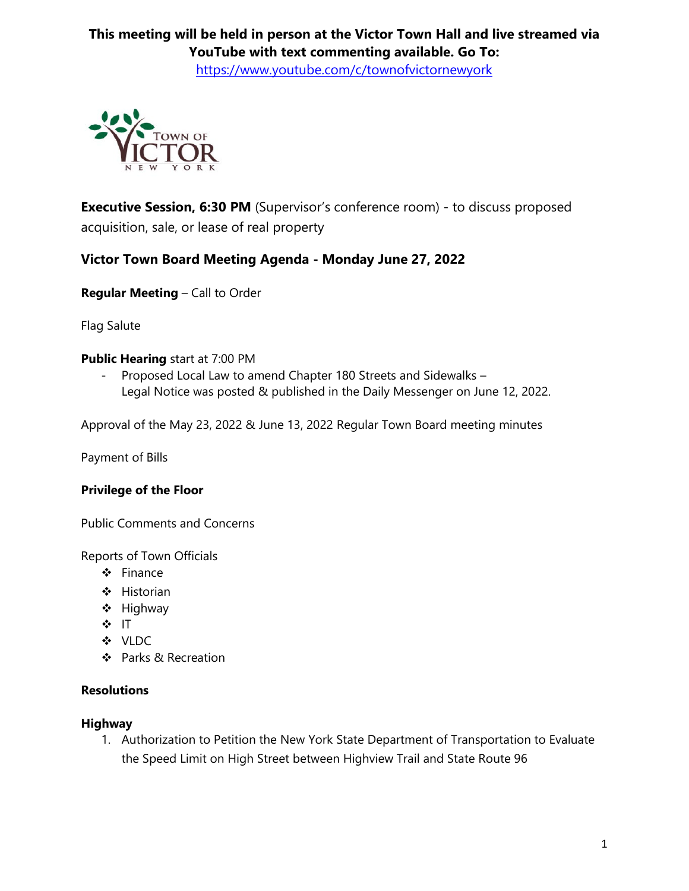**This meeting will be held in person at the Victor Town Hall and live streamed via YouTube with text commenting available. Go To:**
https://www.youtube.com/c/townofvictornewyork

**Executive Session, 6:30 PM** (Supervisor's conference room) - to discuss proposed acquisition, sale, or lease of real property

## Victor Town Board Meeting Agenda - Monday June 27, 2022

**Regular Meeting** – Call to Order

Flag Salute

**Public Hearing** start at 7:00 PM

- Proposed Local Law to amend Chapter 180 Streets and Sidewalks – Legal Notice was posted & published in the Daily Messenger on June 12, 2022.

Approval of the May 23, 2022 & June 13, 2022 Regular Town Board meeting minutes

Payment of Bills

**Privilege of the Floor**

Public Comments and Concerns

Reports of Town Officials

- Finance
- Historian
- Highway
- IT
- VLDC
- Parks & Recreation

**Resolutions**

**Highway**

1. Authorization to Petition the New York State Department of Transportation to Evaluate the Speed Limit on High Street between Highview Trail and State Route 96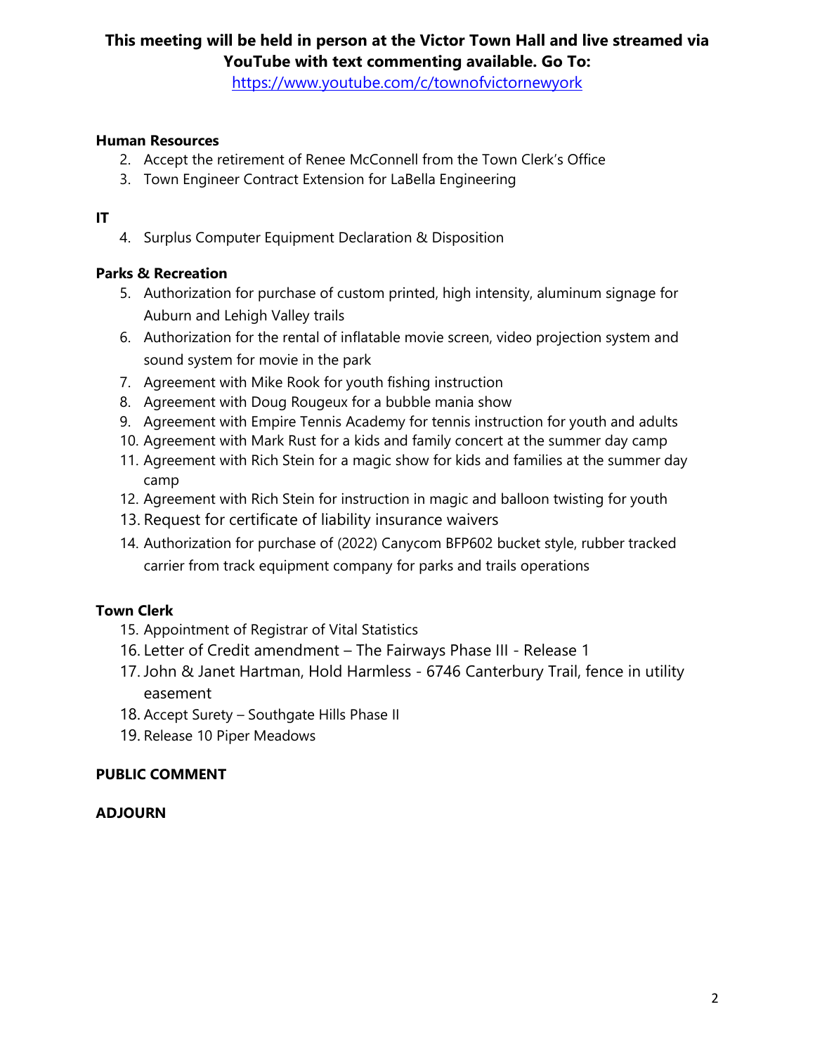**This meeting will be held in person at the Victor Town Hall and live streamed via YouTube with text commenting available. Go To:**
https://www.youtube.com/c/townofvictornewyork

**Human Resources**

2. Accept the retirement of Renee McConnell from the Town Clerk's Office
3. Town Engineer Contract Extension for LaBella Engineering

**IT**

4. Surplus Computer Equipment Declaration & Disposition

**Parks & Recreation**

5. Authorization for purchase of custom printed, high intensity, aluminum signage for Auburn and Lehigh Valley trails
6. Authorization for the rental of inflatable movie screen, video projection system and sound system for movie in the park
7. Agreement with Mike Rook for youth fishing instruction
8. Agreement with Doug Rougeux for a bubble mania show
9. Agreement with Empire Tennis Academy for tennis instruction for youth and adults
10. Agreement with Mark Rust for a kids and family concert at the summer day camp
11. Agreement with Rich Stein for a magic show for kids and families at the summer day camp
12. Agreement with Rich Stein for instruction in magic and balloon twisting for youth
13. Request for certificate of liability insurance waivers
14. Authorization for purchase of (2022) Canycom BFP602 bucket style, rubber tracked carrier from track equipment company for parks and trails operations

**Town Clerk**

15. Appointment of Registrar of Vital Statistics
16. Letter of Credit amendment – The Fairways Phase III - Release 1
17. John & Janet Hartman, Hold Harmless - 6746 Canterbury Trail, fence in utility easement
18. Accept Surety – Southgate Hills Phase II
19. Release 10 Piper Meadows

**PUBLIC COMMENT**

**ADJOURN**